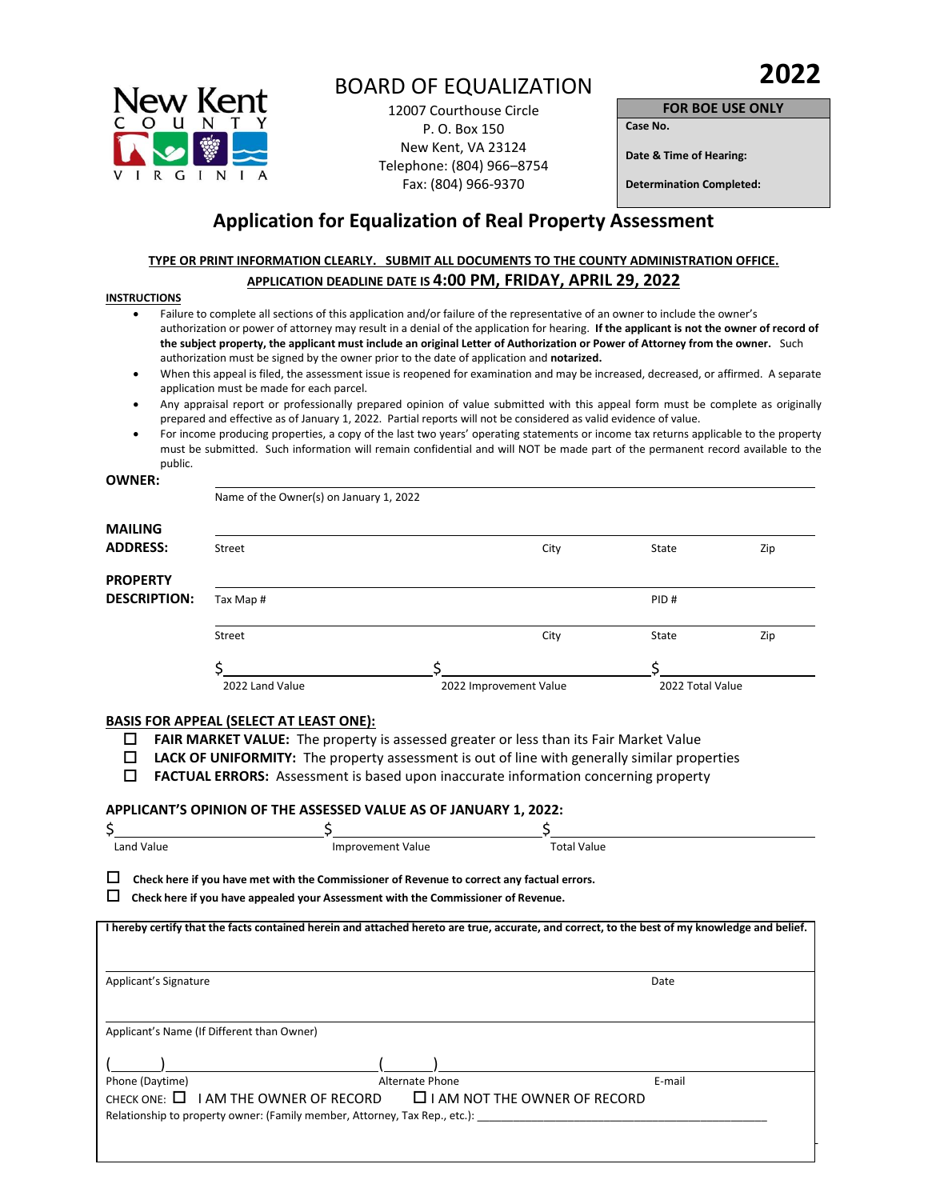**2022**

New Kent County Virginia

# BOARD OF EQUALIZATION

12007 Courthouse Circle
P. O. Box 150
New Kent, VA 23124
Telephone: (804) 966–8754
Fax: (804) 966-9370

| FOR BOE USE ONLY |
|---|
| **Case No.** |
| **Date & Time of Hearing:** |
| **Determination Completed:** |

## Application for Equalization of Real Property Assessment

**TYPE OR PRINT INFORMATION CLEARLY. SUBMIT ALL DOCUMENTS TO THE COUNTY ADMINISTRATION OFFICE.**

**APPLICATION DEADLINE DATE IS 4:00 PM, FRIDAY, APRIL 29, 2022**

**INSTRUCTIONS**

- Failure to complete all sections of this application and/or failure of the representative of an owner to include the owner's authorization or power of attorney may result in a denial of the application for hearing. **If the applicant is not the owner of record of the subject property, the applicant must include an original Letter of Authorization or Power of Attorney from the owner.** Such authorization must be signed by the owner prior to the date of application and **notarized.**
- When this appeal is filed, the assessment issue is reopened for examination and may be increased, decreased, or affirmed. A separate application must be made for each parcel.
- Any appraisal report or professionally prepared opinion of value submitted with this appeal form must be complete as originally prepared and effective as of January 1, 2022. Partial reports will not be considered as valid evidence of value.
- For income producing properties, a copy of the last two years' operating statements or income tax returns applicable to the property must be submitted. Such information will remain confidential and will NOT be made part of the permanent record available to the public.

**OWNER:** ______________________________
Name of the Owner(s) on January 1, 2022

**MAILING ADDRESS:** ______________________________
Street City State Zip

**PROPERTY DESCRIPTION:** ______________________________
Tax Map # PID #

______________________________
Street City State Zip

$______________ $______________ $______________
2022 Land Value 2022 Improvement Value 2022 Total Value

**BASIS FOR APPEAL (SELECT AT LEAST ONE):**

- ☐ **FAIR MARKET VALUE:** The property is assessed greater or less than its Fair Market Value
- ☐ **LACK OF UNIFORMITY:** The property assessment is out of line with generally similar properties
- ☐ **FACTUAL ERRORS:** Assessment is based upon inaccurate information concerning property

**APPLICANT'S OPINION OF THE ASSESSED VALUE AS OF JANUARY 1, 2022:**

$______________ $______________ $______________
Land Value Improvement Value Total Value

☐ **Check here if you have met with the Commissioner of Revenue to correct any factual errors.**

☐ **Check here if you have appealed your Assessment with the Commissioner of Revenue.**

**I hereby certify that the facts contained herein and attached hereto are true, accurate, and correct, to the best of my knowledge and belief.**

______________________________
Applicant's Signature Date

______________________________
Applicant's Name (If Different than Owner)

(______)______________ (______)______________
Phone (Daytime) Alternate Phone E-mail

CHECK ONE: ☐ I AM THE OWNER OF RECORD ☐ I AM NOT THE OWNER OF RECORD

Relationship to property owner: (Family member, Attorney, Tax Rep., etc.): ______________________________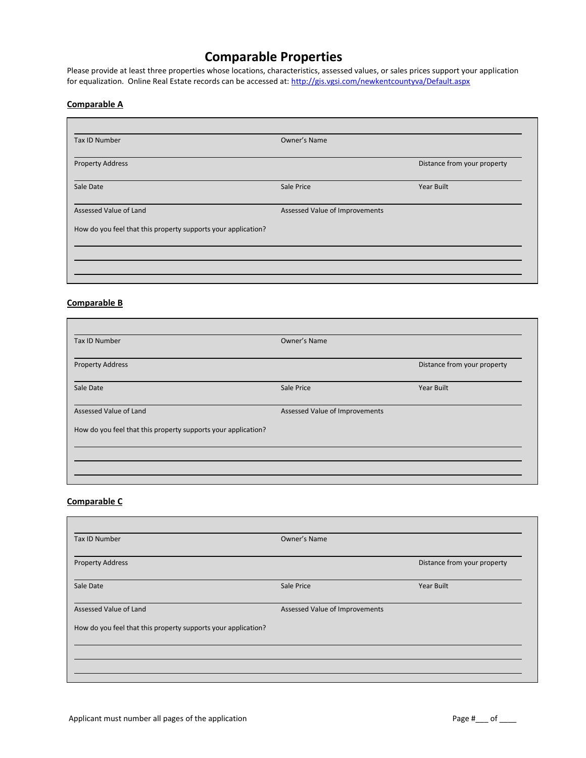# Comparable Properties

Please provide at least three properties whose locations, characteristics, assessed values, or sales prices support your application for equalization. Online Real Estate records can be accessed at: http://gis.vgsi.com/newkentcountyva/Default.aspx

**Comparable A**

Tax ID Number ______________________ Owner's Name ______________________

Property Address ______________________ Distance from your property ______________________

Sale Date ______________________ Sale Price ______________________ Year Built ______________________

Assessed Value of Land ______________________ Assessed Value of Improvements ______________________

How do you feel that this property supports your application?

______________________

______________________

______________________

**Comparable B**

Tax ID Number ______________________ Owner's Name ______________________

Property Address ______________________ Distance from your property ______________________

Sale Date ______________________ Sale Price ______________________ Year Built ______________________

Assessed Value of Land ______________________ Assessed Value of Improvements ______________________

How do you feel that this property supports your application?

______________________

______________________

______________________

**Comparable C**

Tax ID Number ______________________ Owner's Name ______________________

Property Address ______________________ Distance from your property ______________________

Sale Date ______________________ Sale Price ______________________ Year Built ______________________

Assessed Value of Land ______________________ Assessed Value of Improvements ______________________

How do you feel that this property supports your application?

______________________

______________________

______________________

Applicant must number all pages of the application

Page #___ of ____